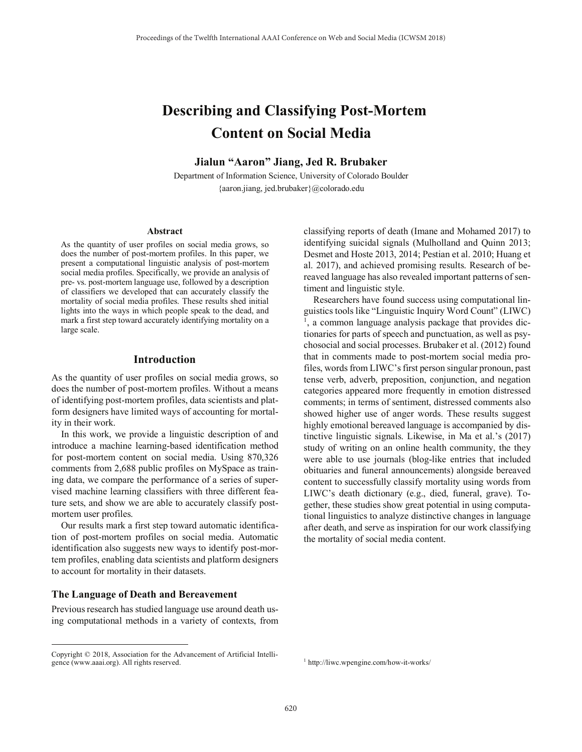# Describing and Classifying Post-Mortem Content on Social Media

**Jialun "Aaron" Jiang, Jed R. Brubaker**

Department of Information Science, University of Colorado Boulder
{aaron.jiang, jed.brubaker}@colorado.edu

## Abstract

As the quantity of user profiles on social media grows, so does the number of post-mortem profiles. In this paper, we present a computational linguistic analysis of post-mortem social media profiles. Specifically, we provide an analysis of pre- vs. post-mortem language use, followed by a description of classifiers we developed that can accurately classify the mortality of social media profiles. These results shed initial lights into the ways in which people speak to the dead, and mark a first step toward accurately identifying mortality on a large scale.

## Introduction

As the quantity of user profiles on social media grows, so does the number of post-mortem profiles. Without a means of identifying post-mortem profiles, data scientists and platform designers have limited ways of accounting for mortality in their work.

In this work, we provide a linguistic description of and introduce a machine learning-based identification method for post-mortem content on social media. Using 870,326 comments from 2,688 public profiles on MySpace as training data, we compare the performance of a series of supervised machine learning classifiers with three different feature sets, and show we are able to accurately classify post-mortem user profiles.

Our results mark a first step toward automatic identification of post-mortem profiles on social media. Automatic identification also suggests new ways to identify post-mortem profiles, enabling data scientists and platform designers to account for mortality in their datasets.

### The Language of Death and Bereavement

Previous research has studied language use around death using computational methods in a variety of contexts, from classifying reports of death (Imane and Mohamed 2017) to identifying suicidal signals (Mulholland and Quinn 2013; Desmet and Hoste 2013, 2014; Pestian et al. 2010; Huang et al. 2017), and achieved promising results. Research of bereaved language has also revealed important patterns of sentiment and linguistic style.

Researchers have found success using computational linguistics tools like "Linguistic Inquiry Word Count" (LIWC) [1], a common language analysis package that provides dictionaries for parts of speech and punctuation, as well as psychosocial and social processes. Brubaker et al. (2012) found that in comments made to post-mortem social media profiles, words from LIWC's first person singular pronoun, past tense verb, adverb, preposition, conjunction, and negation categories appeared more frequently in emotion distressed comments; in terms of sentiment, distressed comments also showed higher use of anger words. These results suggest highly emotional bereaved language is accompanied by distinctive linguistic signals. Likewise, in Ma et al.'s (2017) study of writing on an online health community, the they were able to use journals (blog-like entries that included obituaries and funeral announcements) alongside bereaved content to successfully classify mortality using words from LIWC's death dictionary (e.g., died, funeral, grave). Together, these studies show great potential in using computational linguistics to analyze distinctive changes in language after death, and serve as inspiration for our work classifying the mortality of social media content.

---

Copyright © 2018, Association for the Advancement of Artificial Intelligence (www.aaai.org). All rights reserved.

[1] http://liwc.wpengine.com/how-it-works/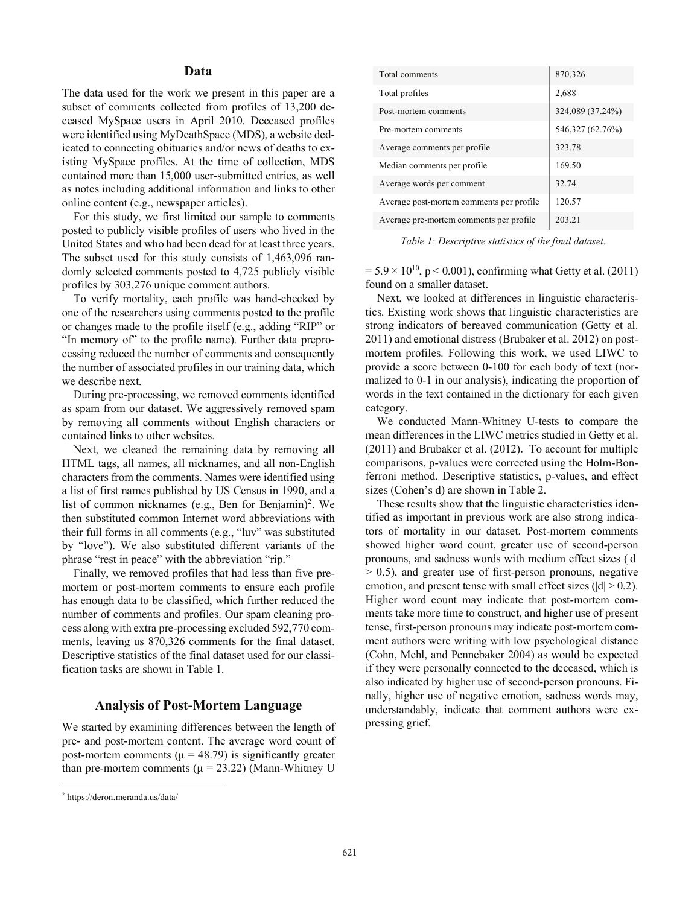## Data

The data used for the work we present in this paper are a subset of comments collected from profiles of 13,200 deceased MySpace users in April 2010. Deceased profiles were identified using MyDeathSpace (MDS), a website dedicated to connecting obituaries and/or news of deaths to existing MySpace profiles. At the time of collection, MDS contained more than 15,000 user-submitted entries, as well as notes including additional information and links to other online content (e.g., newspaper articles).

For this study, we first limited our sample to comments posted to publicly visible profiles of users who lived in the United States and who had been dead for at least three years. The subset used for this study consists of 1,463,096 randomly selected comments posted to 4,725 publicly visible profiles by 303,276 unique comment authors.

To verify mortality, each profile was hand-checked by one of the researchers using comments posted to the profile or changes made to the profile itself (e.g., adding "RIP" or "In memory of" to the profile name). Further data preprocessing reduced the number of comments and consequently the number of associated profiles in our training data, which we describe next.

During pre-processing, we removed comments identified as spam from our dataset. We aggressively removed spam by removing all comments without English characters or contained links to other websites.

Next, we cleaned the remaining data by removing all HTML tags, all names, all nicknames, and all non-English characters from the comments. Names were identified using a list of first names published by US Census in 1990, and a list of common nicknames (e.g., Ben for Benjamin)[2]. We then substituted common Internet word abbreviations with their full forms in all comments (e.g., "luv" was substituted by "love"). We also substituted different variants of the phrase "rest in peace" with the abbreviation "rip."

Finally, we removed profiles that had less than five pre-mortem or post-mortem comments to ensure each profile has enough data to be classified, which further reduced the number of comments and profiles. Our spam cleaning process along with extra pre-processing excluded 592,770 comments, leaving us 870,326 comments for the final dataset. Descriptive statistics of the final dataset used for our classification tasks are shown in Table 1.

| | |
|---|---|
| Total comments | 870,326 |
| Total profiles | 2,688 |
| Post-mortem comments | 324,089 (37.24%) |
| Pre-mortem comments | 546,327 (62.76%) |
| Average comments per profile | 323.78 |
| Median comments per profile | 169.50 |
| Average words per comment | 32.74 |
| Average post-mortem comments per profile | 120.57 |
| Average pre-mortem comments per profile | 203.21 |

*Table 1: Descriptive statistics of the final dataset.*

## Analysis of Post-Mortem Language

We started by examining differences between the length of pre- and post-mortem content. The average word count of post-mortem comments ($\mu = 48.79$) is significantly greater than pre-mortem comments ($\mu = 23.22$) (Mann-Whitney U $= 5.9 \times 10^{10}$, $p < 0.001$), confirming what Getty et al. (2011) found on a smaller dataset.

Next, we looked at differences in linguistic characteristics. Existing work shows that linguistic characteristics are strong indicators of bereaved communication (Getty et al. 2011) and emotional distress (Brubaker et al. 2012) on post-mortem profiles. Following this work, we used LIWC to provide a score between 0-100 for each body of text (normalized to 0-1 in our analysis), indicating the proportion of words in the text contained in the dictionary for each given category.

We conducted Mann-Whitney U-tests to compare the mean differences in the LIWC metrics studied in Getty et al. (2011) and Brubaker et al. (2012). To account for multiple comparisons, p-values were corrected using the Holm-Bonferroni method. Descriptive statistics, p-values, and effect sizes (Cohen's d) are shown in Table 2.

These results show that the linguistic characteristics identified as important in previous work are also strong indicators of mortality in our dataset. Post-mortem comments showed higher word count, greater use of second-person pronouns, and sadness words with medium effect sizes ($|d| > 0.5$), and greater use of first-person pronouns, negative emotion, and present tense with small effect sizes ($|d| > 0.2$). Higher word count may indicate that post-mortem comments take more time to construct, and higher use of present tense, first-person pronouns may indicate post-mortem comment authors were writing with low psychological distance (Cohn, Mehl, and Pennebaker 2004) as would be expected if they were personally connected to the deceased, which is also indicated by higher use of second-person pronouns. Finally, higher use of negative emotion, sadness words may, understandably, indicate that comment authors were expressing grief.

---

[2] https://deron.meranda.us/data/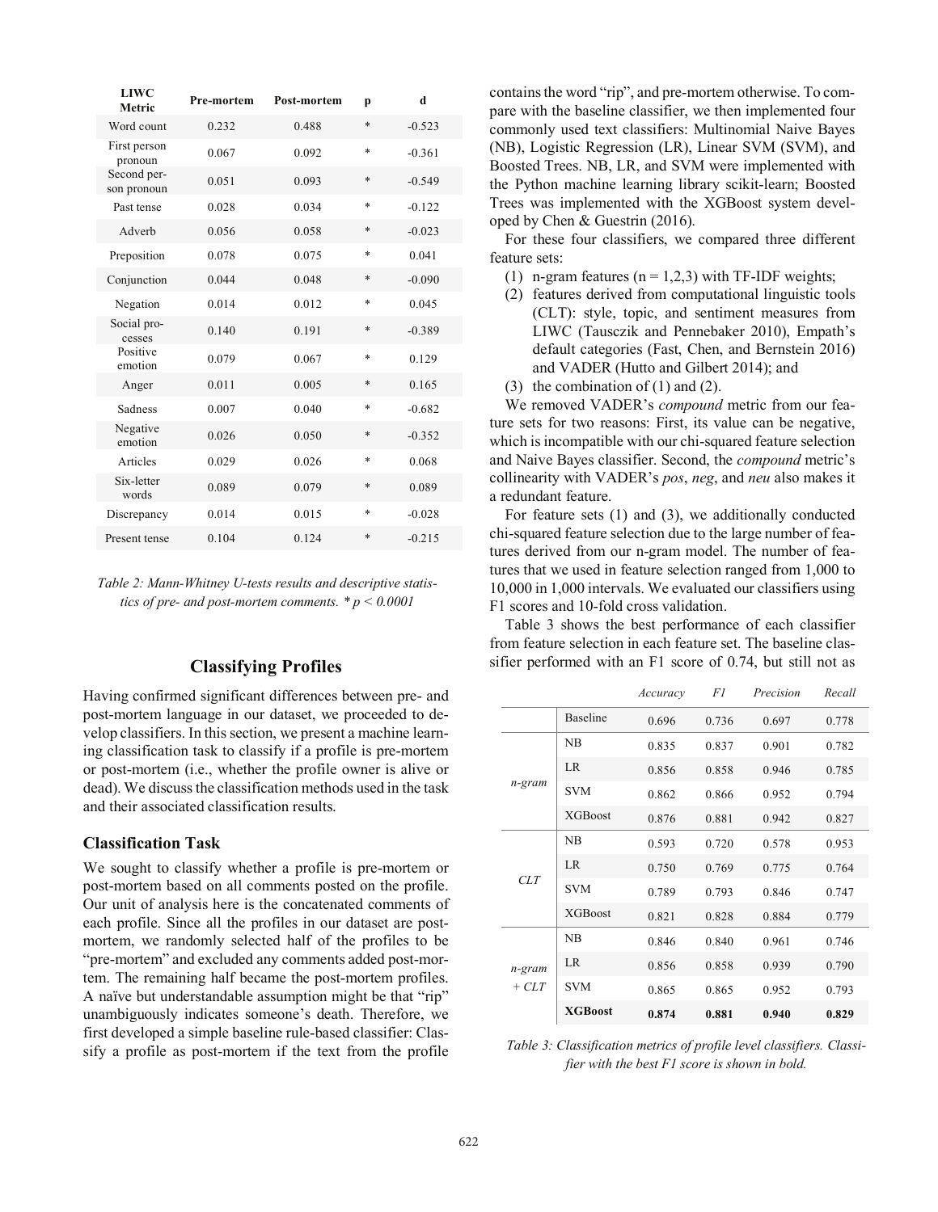| LIWC Metric | Pre-mortem | Post-mortem | p | d |
|---|---|---|---|---|
| Word count | 0.232 | 0.488 | * | -0.523 |
| First person pronoun | 0.067 | 0.092 | * | -0.361 |
| Second person pronoun | 0.051 | 0.093 | * | -0.549 |
| Past tense | 0.028 | 0.034 | * | -0.122 |
| Adverb | 0.056 | 0.058 | * | -0.023 |
| Preposition | 0.078 | 0.075 | * | 0.041 |
| Conjunction | 0.044 | 0.048 | * | -0.090 |
| Negation | 0.014 | 0.012 | * | 0.045 |
| Social processes | 0.140 | 0.191 | * | -0.389 |
| Positive emotion | 0.079 | 0.067 | * | 0.129 |
| Anger | 0.011 | 0.005 | * | 0.165 |
| Sadness | 0.007 | 0.040 | * | -0.682 |
| Negative emotion | 0.026 | 0.050 | * | -0.352 |
| Articles | 0.029 | 0.026 | * | 0.068 |
| Six-letter words | 0.089 | 0.079 | * | 0.089 |
| Discrepancy | 0.014 | 0.015 | * | -0.028 |
| Present tense | 0.104 | 0.124 | * | -0.215 |

*Table 2: Mann-Whitney U-tests results and descriptive statistics of pre- and post-mortem comments. * $p < 0.0001$*

## Classifying Profiles

Having confirmed significant differences between pre- and post-mortem language in our dataset, we proceeded to develop classifiers. In this section, we present a machine learning classification task to classify if a profile is pre-mortem or post-mortem (i.e., whether the profile owner is alive or dead). We discuss the classification methods used in the task and their associated classification results.

### Classification Task

We sought to classify whether a profile is pre-mortem or post-mortem based on all comments posted on the profile. Our unit of analysis here is the concatenated comments of each profile. Since all the profiles in our dataset are post-mortem, we randomly selected half of the profiles to be "pre-mortem" and excluded any comments added post-mortem. The remaining half became the post-mortem profiles. A naïve but understandable assumption might be that "rip" unambiguously indicates someone's death. Therefore, we first developed a simple baseline rule-based classifier: Classify a profile as post-mortem if the text from the profile contains the word "rip", and pre-mortem otherwise. To compare with the baseline classifier, we then implemented four commonly used text classifiers: Multinomial Naive Bayes (NB), Logistic Regression (LR), Linear SVM (SVM), and Boosted Trees. NB, LR, and SVM were implemented with the Python machine learning library scikit-learn; Boosted Trees was implemented with the XGBoost system developed by Chen & Guestrin (2016).

For these four classifiers, we compared three different feature sets:

1. n-gram features ($n = 1,2,3$) with TF-IDF weights;
2. features derived from computational linguistic tools (CLT): style, topic, and sentiment measures from LIWC (Tausczik and Pennebaker 2010), Empath's default categories (Fast, Chen, and Bernstein 2016) and VADER (Hutto and Gilbert 2014); and
3. the combination of (1) and (2).

We removed VADER's *compound* metric from our feature sets for two reasons: First, its value can be negative, which is incompatible with our chi-squared feature selection and Naive Bayes classifier. Second, the *compound* metric's collinearity with VADER's *pos*, *neg*, and *neu* also makes it a redundant feature.

For feature sets (1) and (3), we additionally conducted chi-squared feature selection due to the large number of features derived from our n-gram model. The number of features that we used in feature selection ranged from 1,000 to 10,000 in 1,000 intervals. We evaluated our classifiers using F1 scores and 10-fold cross validation.

Table 3 shows the best performance of each classifier from feature selection in each feature set. The baseline classifier performed with an F1 score of 0.74, but still not as

| | | *Accuracy* | *F1* | *Precision* | *Recall* |
|---|---|---|---|---|---|
| | Baseline | 0.696 | 0.736 | 0.697 | 0.778 |
| *n-gram* | NB | 0.835 | 0.837 | 0.901 | 0.782 |
| | LR | 0.856 | 0.858 | 0.946 | 0.785 |
| | SVM | 0.862 | 0.866 | 0.952 | 0.794 |
| | XGBoost | 0.876 | 0.881 | 0.942 | 0.827 |
| *CLT* | NB | 0.593 | 0.720 | 0.578 | 0.953 |
| | LR | 0.750 | 0.769 | 0.775 | 0.764 |
| | SVM | 0.789 | 0.793 | 0.846 | 0.747 |
| | XGBoost | 0.821 | 0.828 | 0.884 | 0.779 |
| *n-gram + CLT* | NB | 0.846 | 0.840 | 0.961 | 0.746 |
| | LR | 0.856 | 0.858 | 0.939 | 0.790 |
| | SVM | 0.865 | 0.865 | 0.952 | 0.793 |
| | **XGBoost** | **0.874** | **0.881** | **0.940** | **0.829** |

*Table 3: Classification metrics of profile level classifiers. Classifier with the best F1 score is shown in bold.*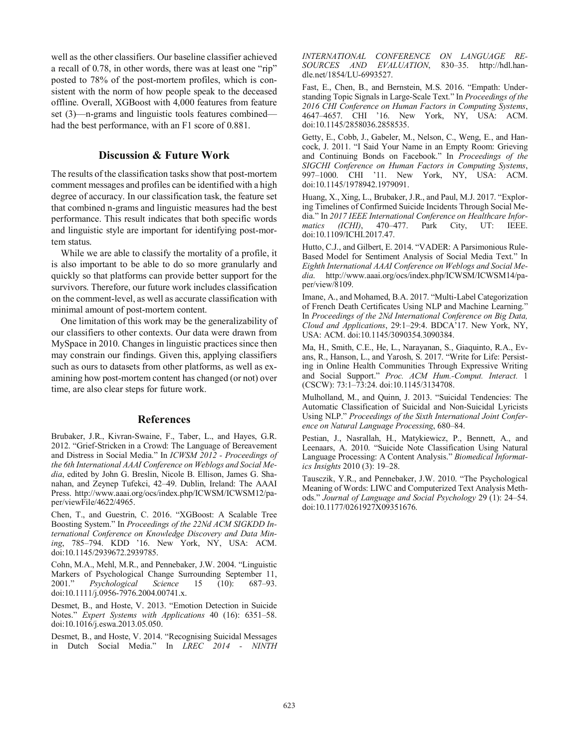well as the other classifiers. Our baseline classifier achieved a recall of 0.78, in other words, there was at least one "rip" posted to 78% of the post-mortem profiles, which is consistent with the norm of how people speak to the deceased offline. Overall, XGBoost with 4,000 features from feature set (3)—n-grams and linguistic tools features combined—had the best performance, with an F1 score of 0.881.

## Discussion & Future Work

The results of the classification tasks show that post-mortem comment messages and profiles can be identified with a high degree of accuracy. In our classification task, the feature set that combined n-grams and linguistic measures had the best performance. This result indicates that both specific words and linguistic style are important for identifying post-mortem status.

While we are able to classify the mortality of a profile, it is also important to be able to do so more granularly and quickly so that platforms can provide better support for the survivors. Therefore, our future work includes classification on the comment-level, as well as accurate classification with minimal amount of post-mortem content.

One limitation of this work may be the generalizability of our classifiers to other contexts. Our data were drawn from MySpace in 2010. Changes in linguistic practices since then may constrain our findings. Given this, applying classifiers such as ours to datasets from other platforms, as well as examining how post-mortem content has changed (or not) over time, are also clear steps for future work.

## References

Brubaker, J.R., Kivran-Swaine, F., Taber, L., and Hayes, G.R. 2012. "Grief-Stricken in a Crowd: The Language of Bereavement and Distress in Social Media." In *ICWSM 2012 - Proceedings of the 6th International AAAI Conference on Weblogs and Social Media*, edited by John G. Breslin, Nicole B. Ellison, James G. Shanahan, and Zeynep Tufekci, 42–49. Dublin, Ireland: The AAAI Press. http://www.aaai.org/ocs/index.php/ICWSM/ICWSM12/paper/viewFile/4622/4965.

Chen, T., and Guestrin, C. 2016. "XGBoost: A Scalable Tree Boosting System." In *Proceedings of the 22Nd ACM SIGKDD International Conference on Knowledge Discovery and Data Mining*, 785–794. KDD '16. New York, NY, USA: ACM. doi:10.1145/2939672.2939785.

Cohn, M.A., Mehl, M.R., and Pennebaker, J.W. 2004. "Linguistic Markers of Psychological Change Surrounding September 11, 2001." *Psychological Science* 15 (10): 687–93. doi:10.1111/j.0956-7976.2004.00741.x.

Desmet, B., and Hoste, V. 2013. "Emotion Detection in Suicide Notes." *Expert Systems with Applications* 40 (16): 6351–58. doi:10.1016/j.eswa.2013.05.050.

Desmet, B., and Hoste, V. 2014. "Recognising Suicidal Messages in Dutch Social Media." In *LREC 2014 - NINTH INTERNATIONAL CONFERENCE ON LANGUAGE RESOURCES AND EVALUATION*, 830–35. http://hdl.handle.net/1854/LU-6993527.

Fast, E., Chen, B., and Bernstein, M.S. 2016. "Empath: Understanding Topic Signals in Large-Scale Text." In *Proceedings of the 2016 CHI Conference on Human Factors in Computing Systems*, 4647–4657. CHI '16. New York, NY, USA: ACM. doi:10.1145/2858036.2858535.

Getty, E., Cobb, J., Gabeler, M., Nelson, C., Weng, E., and Hancock, J. 2011. "I Said Your Name in an Empty Room: Grieving and Continuing Bonds on Facebook." In *Proceedings of the SIGCHI Conference on Human Factors in Computing Systems*, 997–1000. CHI '11. New York, NY, USA: ACM. doi:10.1145/1978942.1979091.

Huang, X., Xing, L., Brubaker, J.R., and Paul, M.J. 2017. "Exploring Timelines of Confirmed Suicide Incidents Through Social Media." In *2017 IEEE International Conference on Healthcare Informatics (ICHI)*, 470–477. Park City, UT: IEEE. doi:10.1109/ICHI.2017.47.

Hutto, C.J., and Gilbert, E. 2014. "VADER: A Parsimonious Rule-Based Model for Sentiment Analysis of Social Media Text." In *Eighth International AAAI Conference on Weblogs and Social Media.* http://www.aaai.org/ocs/index.php/ICWSM/ICWSM14/paper/view/8109.

Imane, A., and Mohamed, B.A. 2017. "Multi-Label Categorization of French Death Certificates Using NLP and Machine Learning." In *Proceedings of the 2Nd International Conference on Big Data, Cloud and Applications*, 29:1–29:4. BDCA'17. New York, NY, USA: ACM. doi:10.1145/3090354.3090384.

Ma, H., Smith, C.E., He, L., Narayanan, S., Giaquinto, R.A., Evans, R., Hanson, L., and Yarosh, S. 2017. "Write for Life: Persisting in Online Health Communities Through Expressive Writing and Social Support." *Proc. ACM Hum.-Comput. Interact.* 1 (CSCW): 73:1–73:24. doi:10.1145/3134708.

Mulholland, M., and Quinn, J. 2013. "Suicidal Tendencies: The Automatic Classification of Suicidal and Non-Suicidal Lyricists Using NLP." *Proceedings of the Sixth International Joint Conference on Natural Language Processing*, 680–84.

Pestian, J., Nasrallah, H., Matykiewicz, P., Bennett, A., and Leenaars, A. 2010. "Suicide Note Classification Using Natural Language Processing: A Content Analysis." *Biomedical Informatics Insights* 2010 (3): 19–28.

Tausczik, Y.R., and Pennebaker, J.W. 2010. "The Psychological Meaning of Words: LIWC and Computerized Text Analysis Methods." *Journal of Language and Social Psychology* 29 (1): 24–54. doi:10.1177/0261927X09351676.